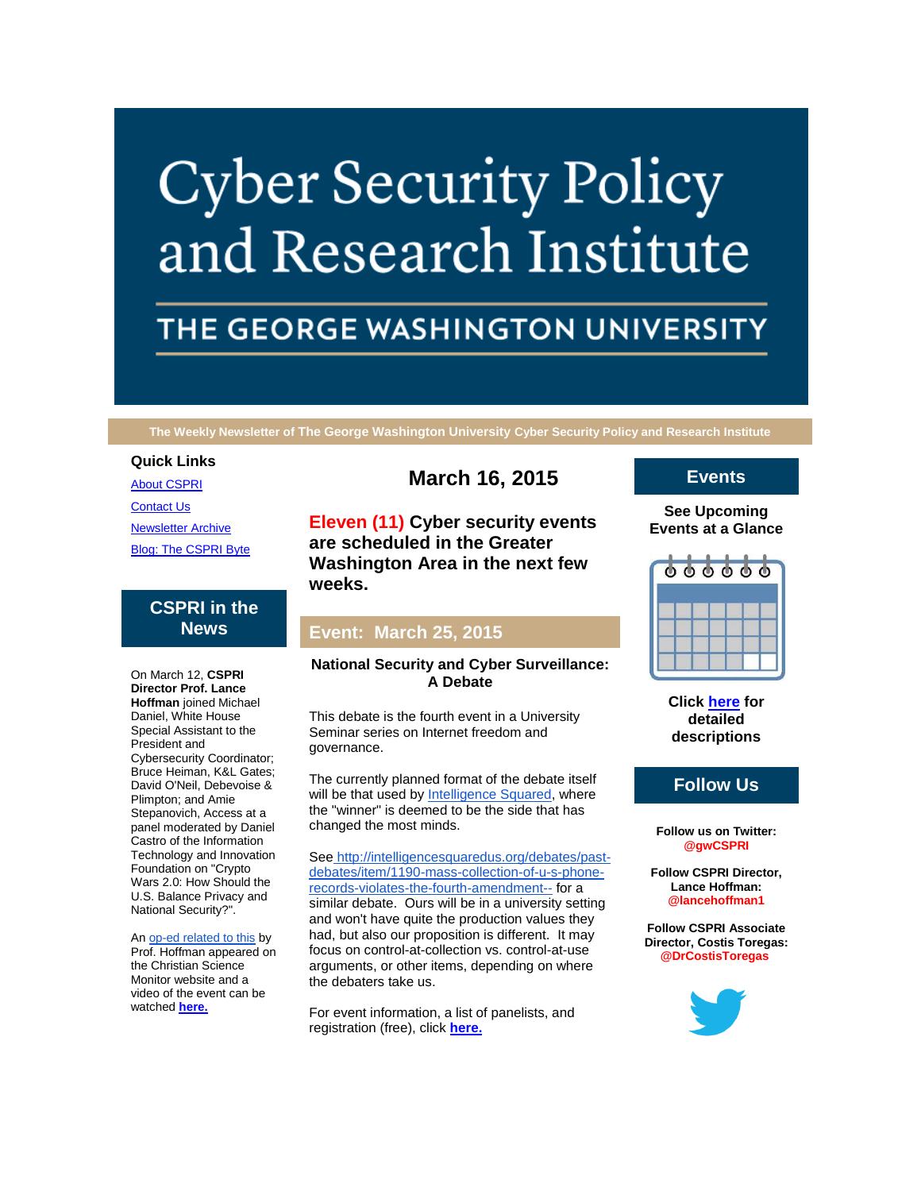# Cyber Security Policy and Research Institute

## THE GEORGE WASHINGTON UNIVERSITY

**The Weekly Newsletter of The George Washington University Cyber Security Policy and Research Institute**

## March 16, 2015

**Eleven (11) Cyber security events are scheduled in the Greater Washington Area in the next few weeks.**

## Event: March 25, 2015

**National Security and Cyber Surveillance: A Debate**

This debate is the fourth event in a University Seminar series on Internet freedom and governance.

The currently planned format of the debate itself will be that used by Intelligence Squared, where the "winner" is deemed to be the side that has changed the most minds.

See http://intelligencesquaredus.org/debates/past-debates/item/1190-mass-collection-of-u-s-phone-records-violates-the-fourth-amendment-- for a similar debate. Ours will be in a university setting and won't have quite the production values they had, but also our proposition is different. It may focus on control-at-collection vs. control-at-use arguments, or other items, depending on where the debaters take us.

For event information, a list of panelists, and registration (free), click **here.**

### Quick Links

- About CSPRI
- Contact Us
- Newsletter Archive
- Blog: The CSPRI Byte

### CSPRI in the News

On March 12, **CSPRI Director Prof. Lance Hoffman** joined Michael Daniel, White House Special Assistant to the President and Cybersecurity Coordinator; Bruce Heiman, K&L Gates; David O'Neil, Debevoise & Plimpton; and Amie Stepanovich, Access at a panel moderated by Daniel Castro of the Information Technology and Innovation Foundation on "Crypto Wars 2.0: How Should the U.S. Balance Privacy and National Security?".

An op-ed related to this by Prof. Hoffman appeared on the Christian Science Monitor website and a video of the event can be watched **here.**

### Events

**See Upcoming Events at a Glance**

**Click here for detailed descriptions**

### Follow Us

**Follow us on Twitter: @gwCSPRI**

**Follow CSPRI Director, Lance Hoffman: @lancehoffman1**

**Follow CSPRI Associate Director, Costis Toregas: @DrCostisToregas**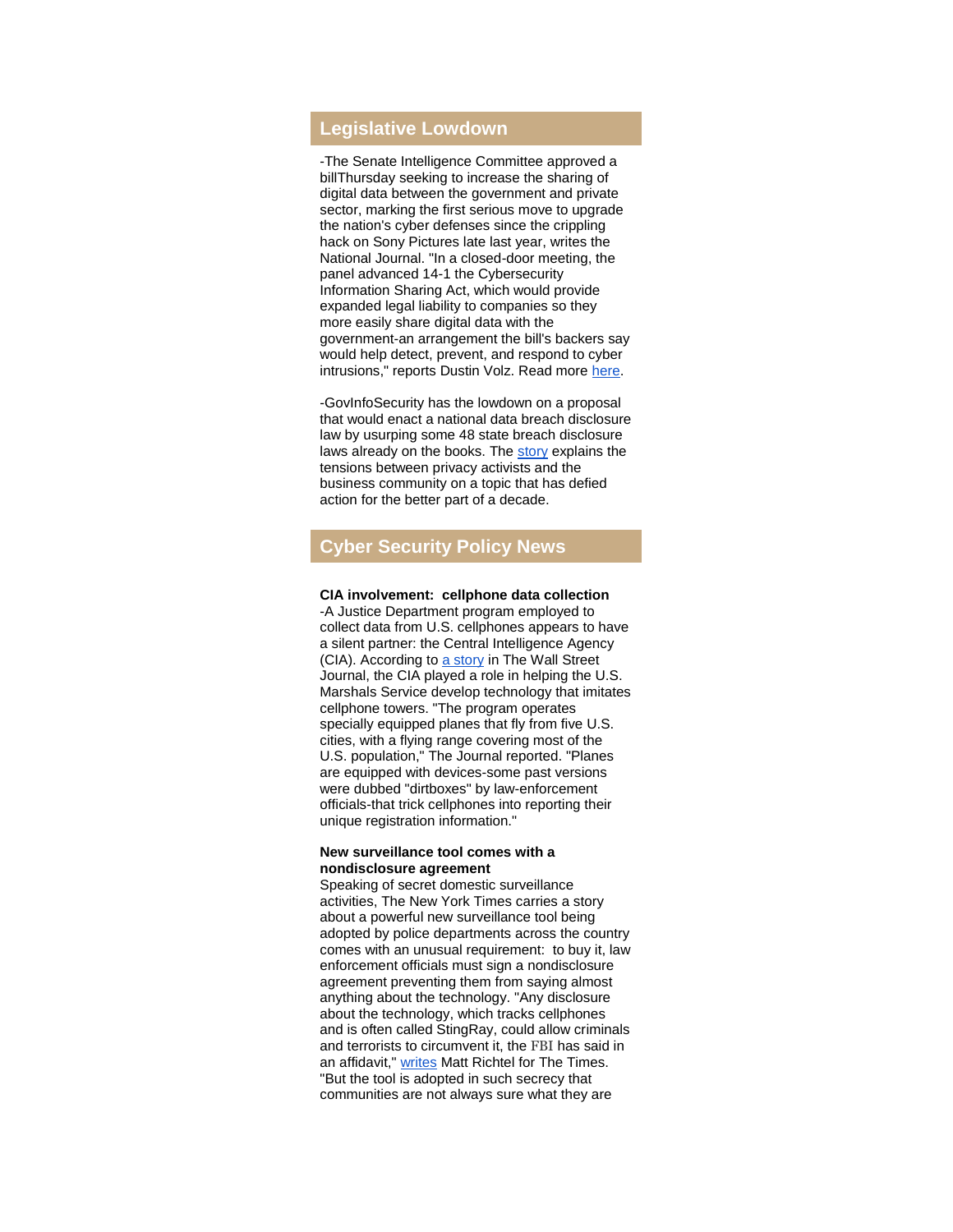## Legislative Lowdown

-The Senate Intelligence Committee approved a billThursday seeking to increase the sharing of digital data between the government and private sector, marking the first serious move to upgrade the nation's cyber defenses since the crippling hack on Sony Pictures late last year, writes the National Journal. "In a closed-door meeting, the panel advanced 14-1 the Cybersecurity Information Sharing Act, which would provide expanded legal liability to companies so they more easily share digital data with the government-an arrangement the bill's backers say would help detect, prevent, and respond to cyber intrusions," reports Dustin Volz. Read more here.

-GovInfoSecurity has the lowdown on a proposal that would enact a national data breach disclosure law by usurping some 48 state breach disclosure laws already on the books. The story explains the tensions between privacy activists and the business community on a topic that has defied action for the better part of a decade.

## Cyber Security Policy News

**CIA involvement: cellphone data collection**
-A Justice Department program employed to collect data from U.S. cellphones appears to have a silent partner: the Central Intelligence Agency (CIA). According to a story in The Wall Street Journal, the CIA played a role in helping the U.S. Marshals Service develop technology that imitates cellphone towers. "The program operates specially equipped planes that fly from five U.S. cities, with a flying range covering most of the U.S. population," The Journal reported. "Planes are equipped with devices-some past versions were dubbed "dirtboxes" by law-enforcement officials-that trick cellphones into reporting their unique registration information."

**New surveillance tool comes with a nondisclosure agreement**
Speaking of secret domestic surveillance activities, The New York Times carries a story about a powerful new surveillance tool being adopted by police departments across the country comes with an unusual requirement: to buy it, law enforcement officials must sign a nondisclosure agreement preventing them from saying almost anything about the technology. "Any disclosure about the technology, which tracks cellphones and is often called StingRay, could allow criminals and terrorists to circumvent it, the FBI has said in an affidavit," writes Matt Richtel for The Times. "But the tool is adopted in such secrecy that communities are not always sure what they are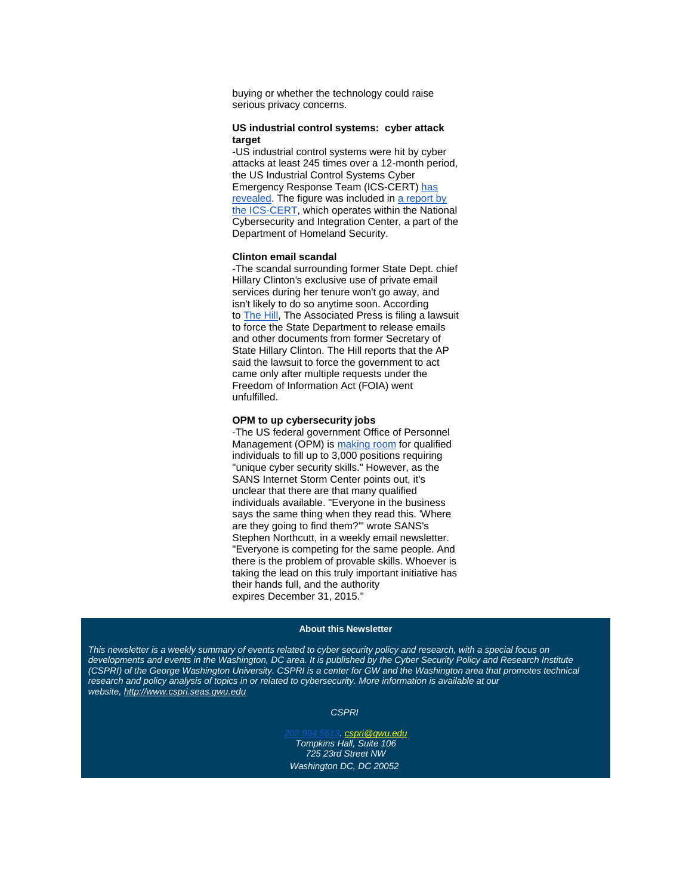buying or whether the technology could raise serious privacy concerns.

**US industrial control systems: cyber attack target**

-US industrial control systems were hit by cyber attacks at least 245 times over a 12-month period, the US Industrial Control Systems Cyber Emergency Response Team (ICS-CERT) has revealed. The figure was included in a report by the ICS-CERT, which operates within the National Cybersecurity and Integration Center, a part of the Department of Homeland Security.

**Clinton email scandal**

-The scandal surrounding former State Dept. chief Hillary Clinton's exclusive use of private email services during her tenure won't go away, and isn't likely to do so anytime soon. According to The Hill, The Associated Press is filing a lawsuit to force the State Department to release emails and other documents from former Secretary of State Hillary Clinton. The Hill reports that the AP said the lawsuit to force the government to act came only after multiple requests under the Freedom of Information Act (FOIA) went unfulfilled.

**OPM to up cybersecurity jobs**

-The US federal government Office of Personnel Management (OPM) is making room for qualified individuals to fill up to 3,000 positions requiring "unique cyber security skills." However, as the SANS Internet Storm Center points out, it's unclear that there are that many qualified individuals available. "Everyone in the business says the same thing when they read this. 'Where are they going to find them?'" wrote SANS's Stephen Northcutt, in a weekly email newsletter. "Everyone is competing for the same people. And there is the problem of provable skills. Whoever is taking the lead on this truly important initiative has their hands full, and the authority expires December 31, 2015."

**About this Newsletter**

*This newsletter is a weekly summary of events related to cyber security policy and research, with a special focus on developments and events in the Washington, DC area. It is published by the Cyber Security Policy and Research Institute (CSPRI) of the George Washington University. CSPRI is a center for GW and the Washington area that promotes technical research and policy analysis of topics in or related to cybersecurity. More information is available at our website, http://www.cspri.seas.gwu.edu*

*CSPRI*

*202 994 5613, cspri@gwu.edu*
*Tompkins Hall, Suite 106*
*725 23rd Street NW*
*Washington DC, DC 20052*